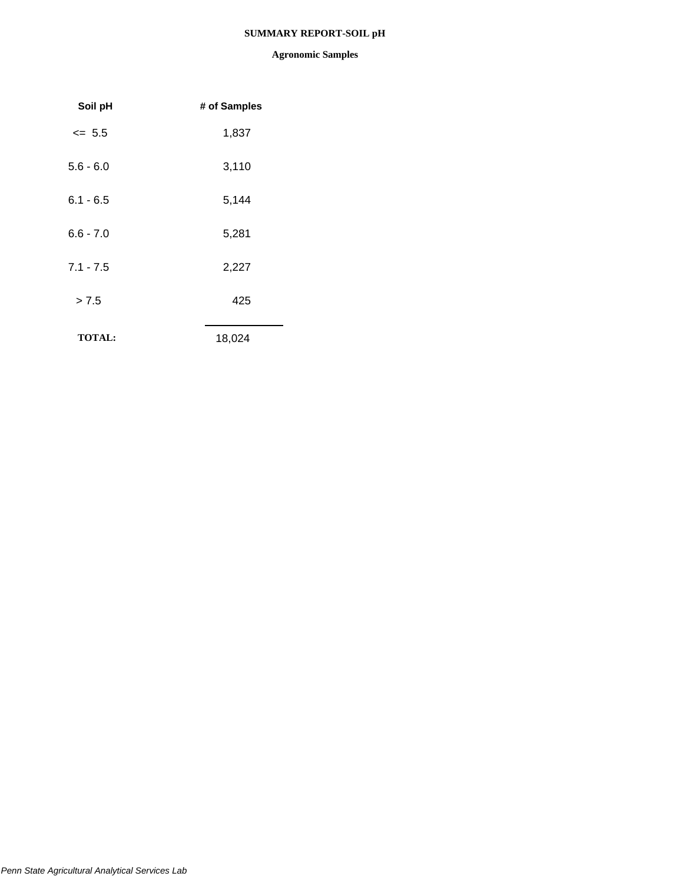# SUMMARY REPORT-SOIL pH

## Agronomic Samples

| Soil pH | # of Samples |
|---|---|
| <= 5.5 | 1,837 |
| 5.6 - 6.0 | 3,110 |
| 6.1 - 6.5 | 5,144 |
| 6.6 - 7.0 | 5,281 |
| 7.1 - 7.5 | 2,227 |
| > 7.5 | 425 |
| **TOTAL:** | 18,024 |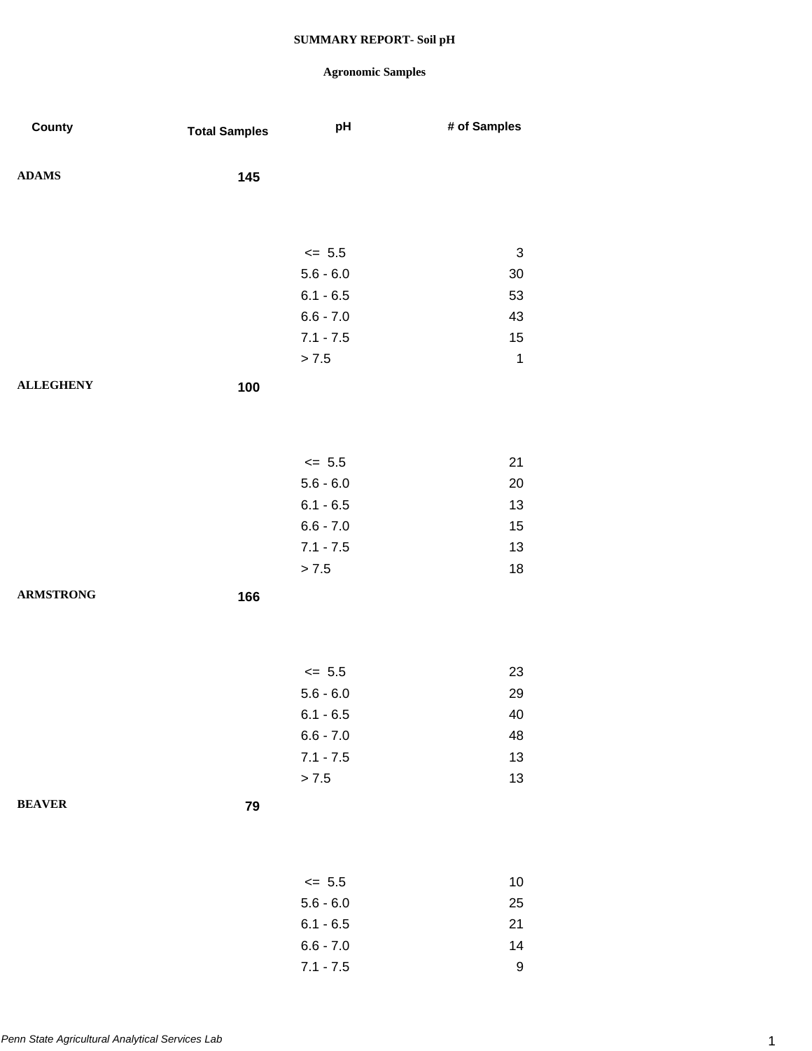**SUMMARY REPORT- Soil pH**

**Agronomic Samples**

| County | Total Samples | pH | # of Samples |
|---|---|---|---|
| **ADAMS** | **145** | | |
| | | <= 5.5 | 3 |
| | | 5.6 - 6.0 | 30 |
| | | 6.1 - 6.5 | 53 |
| | | 6.6 - 7.0 | 43 |
| | | 7.1 - 7.5 | 15 |
| | | > 7.5 | 1 |
| **ALLEGHENY** | **100** | | |
| | | <= 5.5 | 21 |
| | | 5.6 - 6.0 | 20 |
| | | 6.1 - 6.5 | 13 |
| | | 6.6 - 7.0 | 15 |
| | | 7.1 - 7.5 | 13 |
| | | > 7.5 | 18 |
| **ARMSTRONG** | **166** | | |
| | | <= 5.5 | 23 |
| | | 5.6 - 6.0 | 29 |
| | | 6.1 - 6.5 | 40 |
| | | 6.6 - 7.0 | 48 |
| | | 7.1 - 7.5 | 13 |
| | | > 7.5 | 13 |
| **BEAVER** | **79** | | |
| | | <= 5.5 | 10 |
| | | 5.6 - 6.0 | 25 |
| | | 6.1 - 6.5 | 21 |
| | | 6.6 - 7.0 | 14 |
| | | 7.1 - 7.5 | 9 |

*Penn State Agricultural Analytical Services Lab*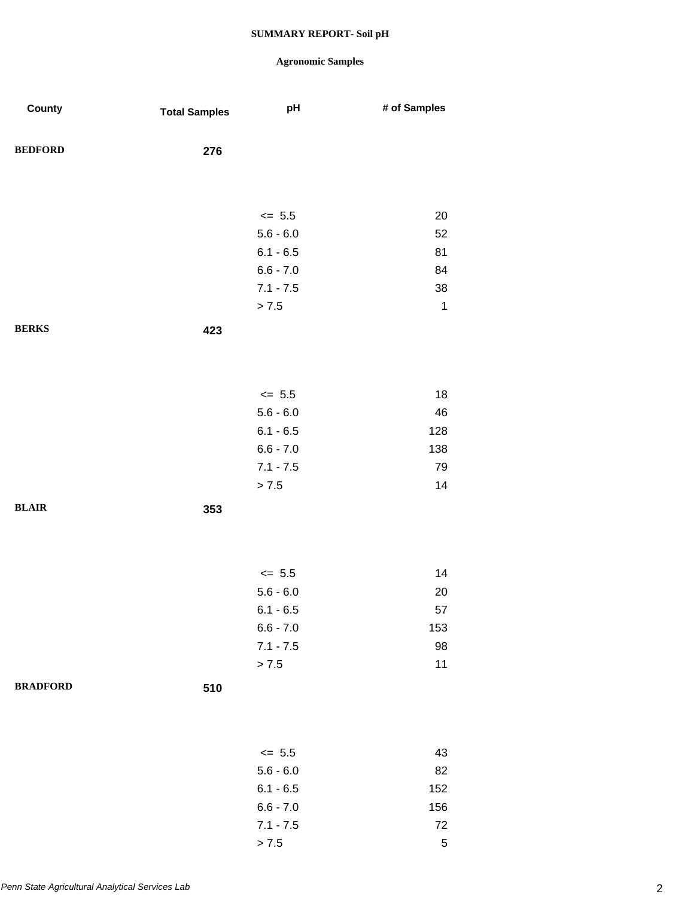**SUMMARY REPORT- Soil pH**

**Agronomic Samples**

| County | Total Samples | pH | # of Samples |
|---|---|---|---|
| **BEDFORD** | **276** | | |
| | | <= 5.5 | 20 |
| | | 5.6 - 6.0 | 52 |
| | | 6.1 - 6.5 | 81 |
| | | 6.6 - 7.0 | 84 |
| | | 7.1 - 7.5 | 38 |
| | | > 7.5 | 1 |
| **BERKS** | **423** | | |
| | | <= 5.5 | 18 |
| | | 5.6 - 6.0 | 46 |
| | | 6.1 - 6.5 | 128 |
| | | 6.6 - 7.0 | 138 |
| | | 7.1 - 7.5 | 79 |
| | | > 7.5 | 14 |
| **BLAIR** | **353** | | |
| | | <= 5.5 | 14 |
| | | 5.6 - 6.0 | 20 |
| | | 6.1 - 6.5 | 57 |
| | | 6.6 - 7.0 | 153 |
| | | 7.1 - 7.5 | 98 |
| | | > 7.5 | 11 |
| **BRADFORD** | **510** | | |
| | | <= 5.5 | 43 |
| | | 5.6 - 6.0 | 82 |
| | | 6.1 - 6.5 | 152 |
| | | 6.6 - 7.0 | 156 |
| | | 7.1 - 7.5 | 72 |
| | | > 7.5 | 5 |

*Penn State Agricultural Analytical Services Lab*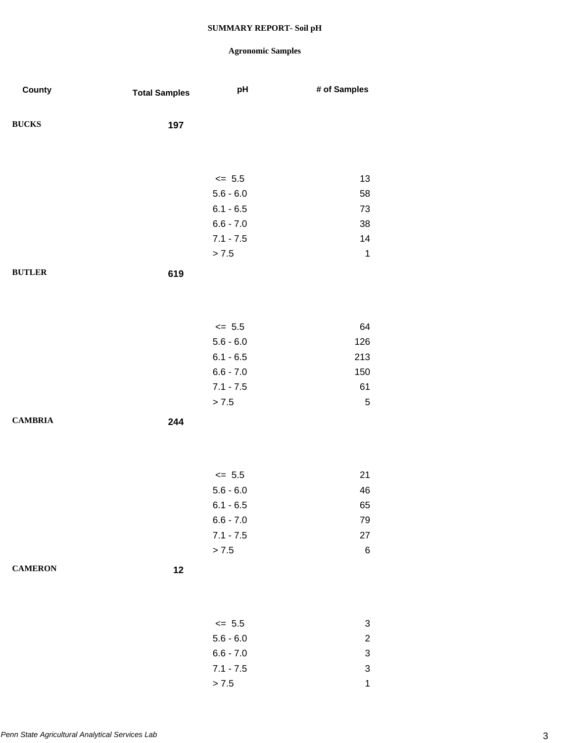# SUMMARY REPORT- Soil pH

## Agronomic Samples

| County | Total Samples | pH | # of Samples |
|---|---|---|---|
| BUCKS | 197 | | |
| | | <= 5.5 | 13 |
| | | 5.6 - 6.0 | 58 |
| | | 6.1 - 6.5 | 73 |
| | | 6.6 - 7.0 | 38 |
| | | 7.1 - 7.5 | 14 |
| | | > 7.5 | 1 |
| BUTLER | 619 | | |
| | | <= 5.5 | 64 |
| | | 5.6 - 6.0 | 126 |
| | | 6.1 - 6.5 | 213 |
| | | 6.6 - 7.0 | 150 |
| | | 7.1 - 7.5 | 61 |
| | | > 7.5 | 5 |
| CAMBRIA | 244 | | |
| | | <= 5.5 | 21 |
| | | 5.6 - 6.0 | 46 |
| | | 6.1 - 6.5 | 65 |
| | | 6.6 - 7.0 | 79 |
| | | 7.1 - 7.5 | 27 |
| | | > 7.5 | 6 |
| CAMERON | 12 | | |
| | | <= 5.5 | 3 |
| | | 5.6 - 6.0 | 2 |
| | | 6.6 - 7.0 | 3 |
| | | 7.1 - 7.5 | 3 |
| | | > 7.5 | 1 |

*Penn State Agricultural Analytical Services Lab*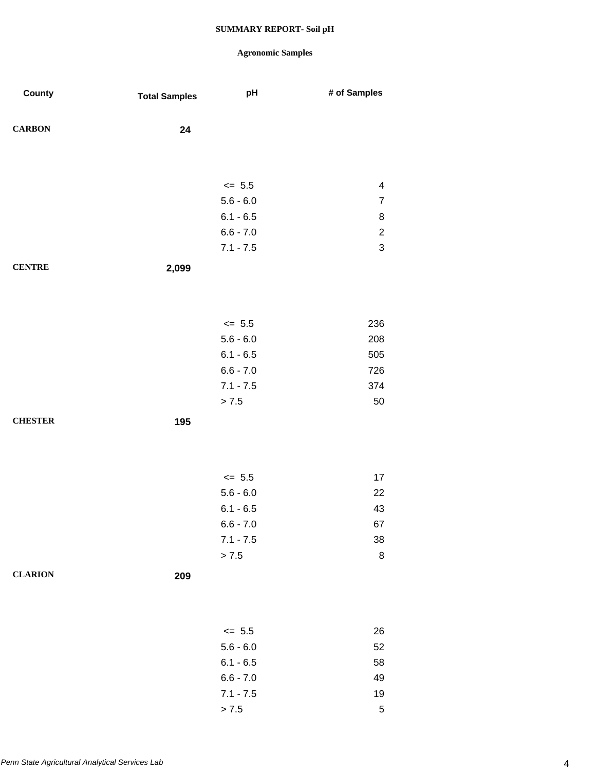**SUMMARY REPORT- Soil pH**

**Agronomic Samples**

| County | Total Samples | pH | # of Samples |
|---|---|---|---|
| **CARBON** | **24** | | |
| | | <= 5.5 | 4 |
| | | 5.6 - 6.0 | 7 |
| | | 6.1 - 6.5 | 8 |
| | | 6.6 - 7.0 | 2 |
| | | 7.1 - 7.5 | 3 |
| **CENTRE** | **2,099** | | |
| | | <= 5.5 | 236 |
| | | 5.6 - 6.0 | 208 |
| | | 6.1 - 6.5 | 505 |
| | | 6.6 - 7.0 | 726 |
| | | 7.1 - 7.5 | 374 |
| | | > 7.5 | 50 |
| **CHESTER** | **195** | | |
| | | <= 5.5 | 17 |
| | | 5.6 - 6.0 | 22 |
| | | 6.1 - 6.5 | 43 |
| | | 6.6 - 7.0 | 67 |
| | | 7.1 - 7.5 | 38 |
| | | > 7.5 | 8 |
| **CLARION** | **209** | | |
| | | <= 5.5 | 26 |
| | | 5.6 - 6.0 | 52 |
| | | 6.1 - 6.5 | 58 |
| | | 6.6 - 7.0 | 49 |
| | | 7.1 - 7.5 | 19 |
| | | > 7.5 | 5 |

*Penn State Agricultural Analytical Services Lab*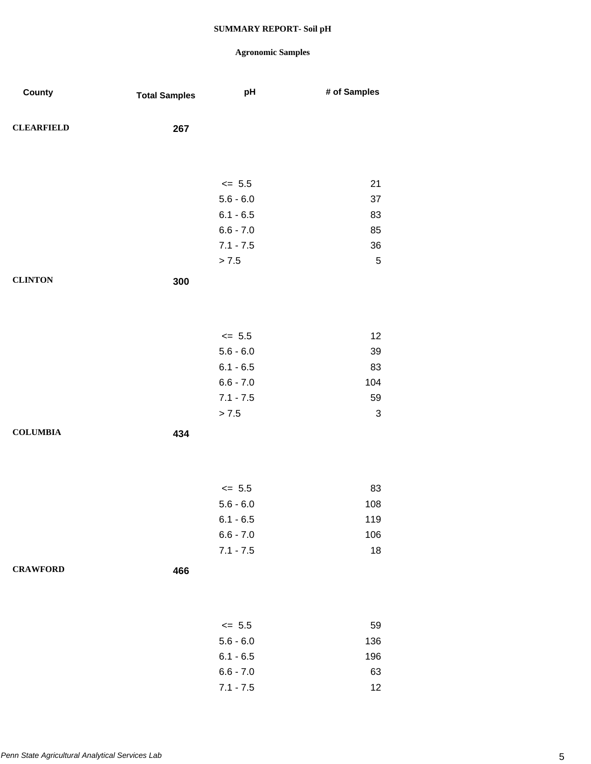**SUMMARY REPORT- Soil pH**

**Agronomic Samples**

| County | Total Samples | pH | # of Samples |
|---|---|---|---|
| **CLEARFIELD** | **267** | | |
| | | <= 5.5 | 21 |
| | | 5.6 - 6.0 | 37 |
| | | 6.1 - 6.5 | 83 |
| | | 6.6 - 7.0 | 85 |
| | | 7.1 - 7.5 | 36 |
| | | > 7.5 | 5 |
| **CLINTON** | **300** | | |
| | | <= 5.5 | 12 |
| | | 5.6 - 6.0 | 39 |
| | | 6.1 - 6.5 | 83 |
| | | 6.6 - 7.0 | 104 |
| | | 7.1 - 7.5 | 59 |
| | | > 7.5 | 3 |
| **COLUMBIA** | **434** | | |
| | | <= 5.5 | 83 |
| | | 5.6 - 6.0 | 108 |
| | | 6.1 - 6.5 | 119 |
| | | 6.6 - 7.0 | 106 |
| | | 7.1 - 7.5 | 18 |
| **CRAWFORD** | **466** | | |
| | | <= 5.5 | 59 |
| | | 5.6 - 6.0 | 136 |
| | | 6.1 - 6.5 | 196 |
| | | 6.6 - 7.0 | 63 |
| | | 7.1 - 7.5 | 12 |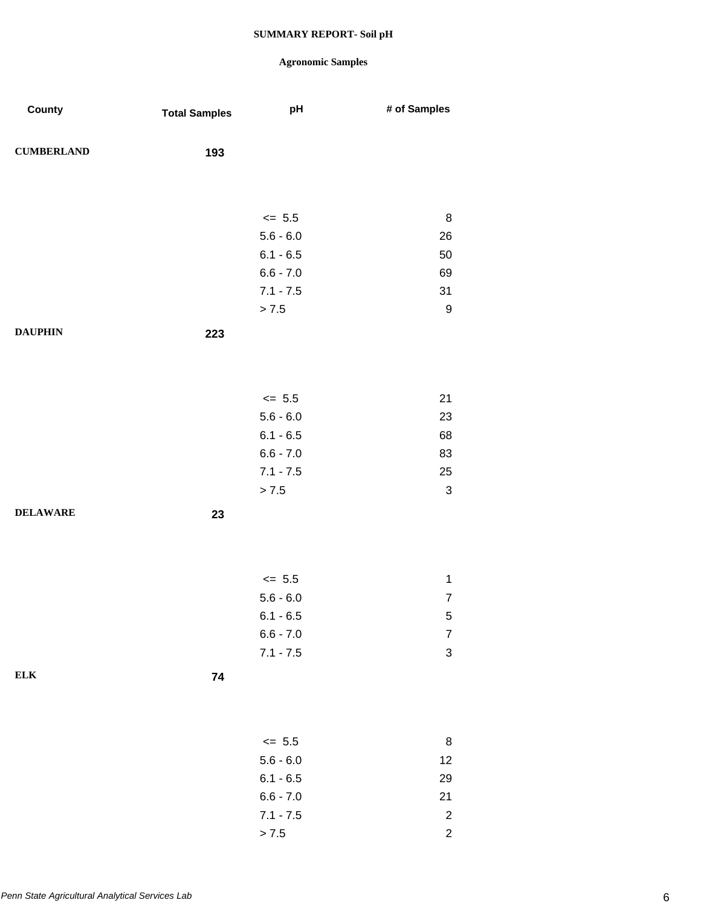**SUMMARY REPORT- Soil pH**

**Agronomic Samples**

| County | Total Samples | pH | # of Samples |
|---|---|---|---|
| **CUMBERLAND** | **193** | | |
| | | <= 5.5 | 8 |
| | | 5.6 - 6.0 | 26 |
| | | 6.1 - 6.5 | 50 |
| | | 6.6 - 7.0 | 69 |
| | | 7.1 - 7.5 | 31 |
| | | > 7.5 | 9 |
| **DAUPHIN** | **223** | | |
| | | <= 5.5 | 21 |
| | | 5.6 - 6.0 | 23 |
| | | 6.1 - 6.5 | 68 |
| | | 6.6 - 7.0 | 83 |
| | | 7.1 - 7.5 | 25 |
| | | > 7.5 | 3 |
| **DELAWARE** | **23** | | |
| | | <= 5.5 | 1 |
| | | 5.6 - 6.0 | 7 |
| | | 6.1 - 6.5 | 5 |
| | | 6.6 - 7.0 | 7 |
| | | 7.1 - 7.5 | 3 |
| **ELK** | **74** | | |
| | | <= 5.5 | 8 |
| | | 5.6 - 6.0 | 12 |
| | | 6.1 - 6.5 | 29 |
| | | 6.6 - 7.0 | 21 |
| | | 7.1 - 7.5 | 2 |
| | | > 7.5 | 2 |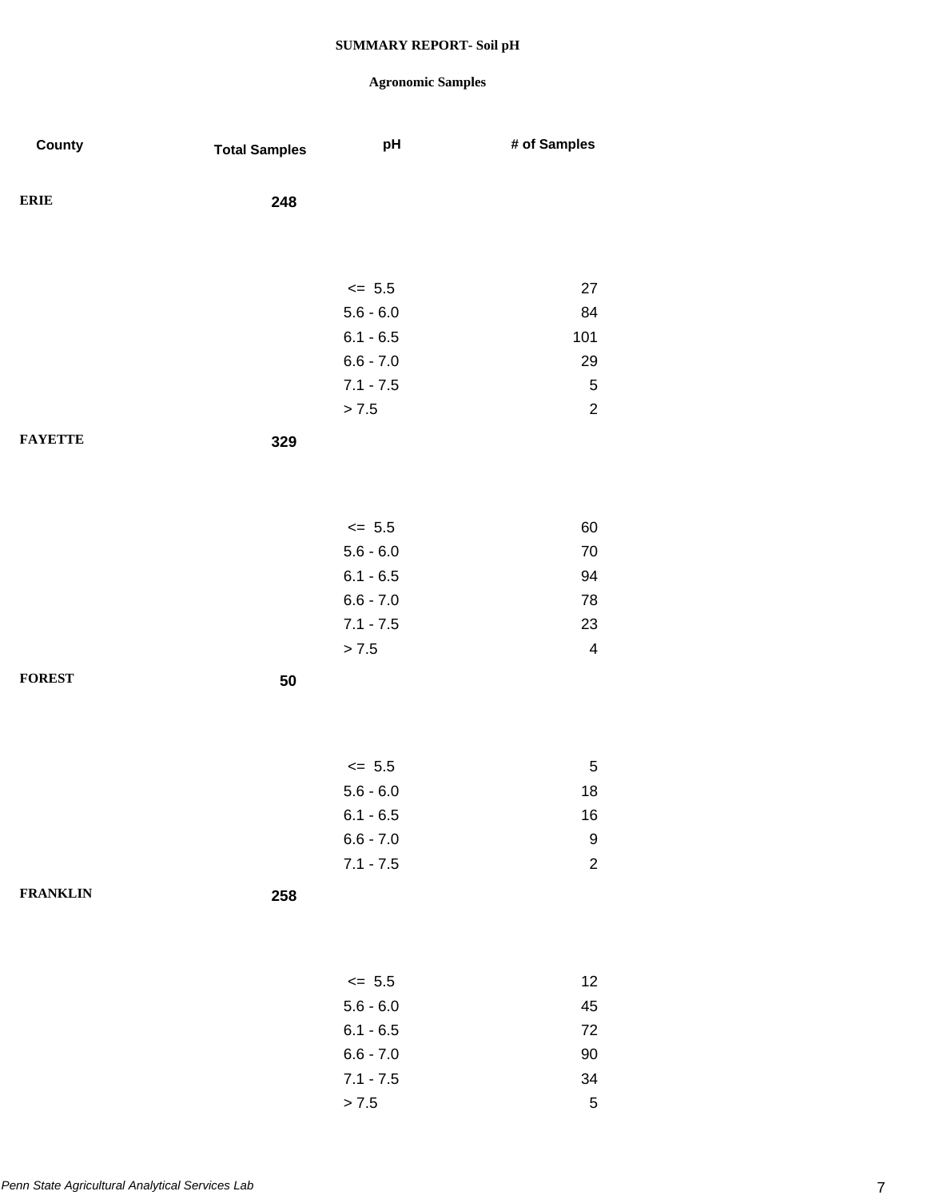**SUMMARY REPORT- Soil pH**

**Agronomic Samples**

| County | Total Samples | pH | # of Samples |
|---|---|---|---|
| **ERIE** | **248** | | |
| | | <= 5.5 | 27 |
| | | 5.6 - 6.0 | 84 |
| | | 6.1 - 6.5 | 101 |
| | | 6.6 - 7.0 | 29 |
| | | 7.1 - 7.5 | 5 |
| | | > 7.5 | 2 |
| **FAYETTE** | **329** | | |
| | | <= 5.5 | 60 |
| | | 5.6 - 6.0 | 70 |
| | | 6.1 - 6.5 | 94 |
| | | 6.6 - 7.0 | 78 |
| | | 7.1 - 7.5 | 23 |
| | | > 7.5 | 4 |
| **FOREST** | **50** | | |
| | | <= 5.5 | 5 |
| | | 5.6 - 6.0 | 18 |
| | | 6.1 - 6.5 | 16 |
| | | 6.6 - 7.0 | 9 |
| | | 7.1 - 7.5 | 2 |
| **FRANKLIN** | **258** | | |
| | | <= 5.5 | 12 |
| | | 5.6 - 6.0 | 45 |
| | | 6.1 - 6.5 | 72 |
| | | 6.6 - 7.0 | 90 |
| | | 7.1 - 7.5 | 34 |
| | | > 7.5 | 5 |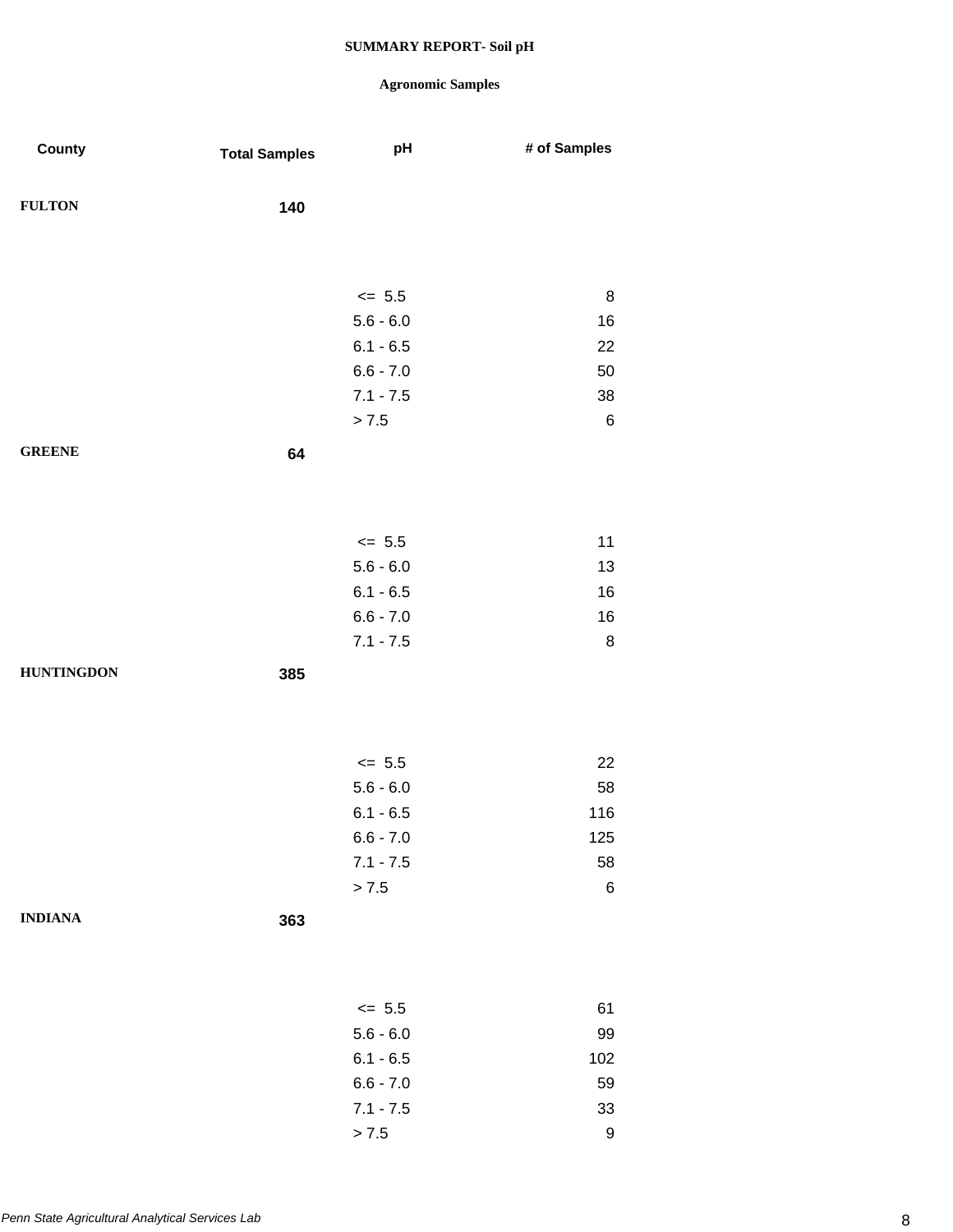# SUMMARY REPORT- Soil pH

## Agronomic Samples

| County | Total Samples | pH | # of Samples |
|---|---|---|---|
| FULTON | 140 | | |
| | | <= 5.5 | 8 |
| | | 5.6 - 6.0 | 16 |
| | | 6.1 - 6.5 | 22 |
| | | 6.6 - 7.0 | 50 |
| | | 7.1 - 7.5 | 38 |
| | | > 7.5 | 6 |
| GREENE | 64 | | |
| | | <= 5.5 | 11 |
| | | 5.6 - 6.0 | 13 |
| | | 6.1 - 6.5 | 16 |
| | | 6.6 - 7.0 | 16 |
| | | 7.1 - 7.5 | 8 |
| HUNTINGDON | 385 | | |
| | | <= 5.5 | 22 |
| | | 5.6 - 6.0 | 58 |
| | | 6.1 - 6.5 | 116 |
| | | 6.6 - 7.0 | 125 |
| | | 7.1 - 7.5 | 58 |
| | | > 7.5 | 6 |
| INDIANA | 363 | | |
| | | <= 5.5 | 61 |
| | | 5.6 - 6.0 | 99 |
| | | 6.1 - 6.5 | 102 |
| | | 6.6 - 7.0 | 59 |
| | | 7.1 - 7.5 | 33 |
| | | > 7.5 | 9 |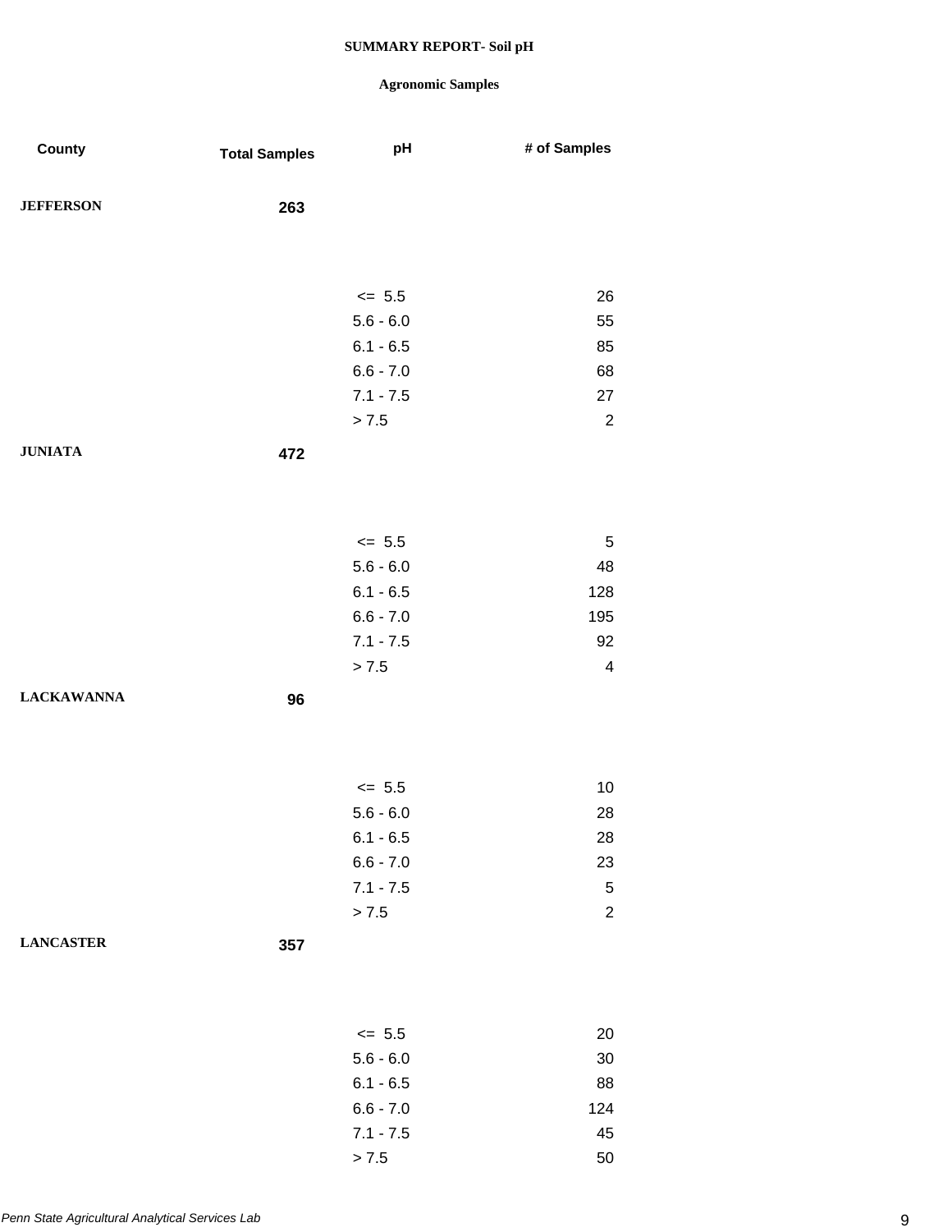**SUMMARY REPORT- Soil pH**

**Agronomic Samples**

| County | Total Samples | pH | # of Samples |
|---|---|---|---|
| **JEFFERSON** | **263** | | |
| | | <= 5.5 | 26 |
| | | 5.6 - 6.0 | 55 |
| | | 6.1 - 6.5 | 85 |
| | | 6.6 - 7.0 | 68 |
| | | 7.1 - 7.5 | 27 |
| | | > 7.5 | 2 |
| **JUNIATA** | **472** | | |
| | | <= 5.5 | 5 |
| | | 5.6 - 6.0 | 48 |
| | | 6.1 - 6.5 | 128 |
| | | 6.6 - 7.0 | 195 |
| | | 7.1 - 7.5 | 92 |
| | | > 7.5 | 4 |
| **LACKAWANNA** | **96** | | |
| | | <= 5.5 | 10 |
| | | 5.6 - 6.0 | 28 |
| | | 6.1 - 6.5 | 28 |
| | | 6.6 - 7.0 | 23 |
| | | 7.1 - 7.5 | 5 |
| | | > 7.5 | 2 |
| **LANCASTER** | **357** | | |
| | | <= 5.5 | 20 |
| | | 5.6 - 6.0 | 30 |
| | | 6.1 - 6.5 | 88 |
| | | 6.6 - 7.0 | 124 |
| | | 7.1 - 7.5 | 45 |
| | | > 7.5 | 50 |

*Penn State Agricultural Analytical Services Lab*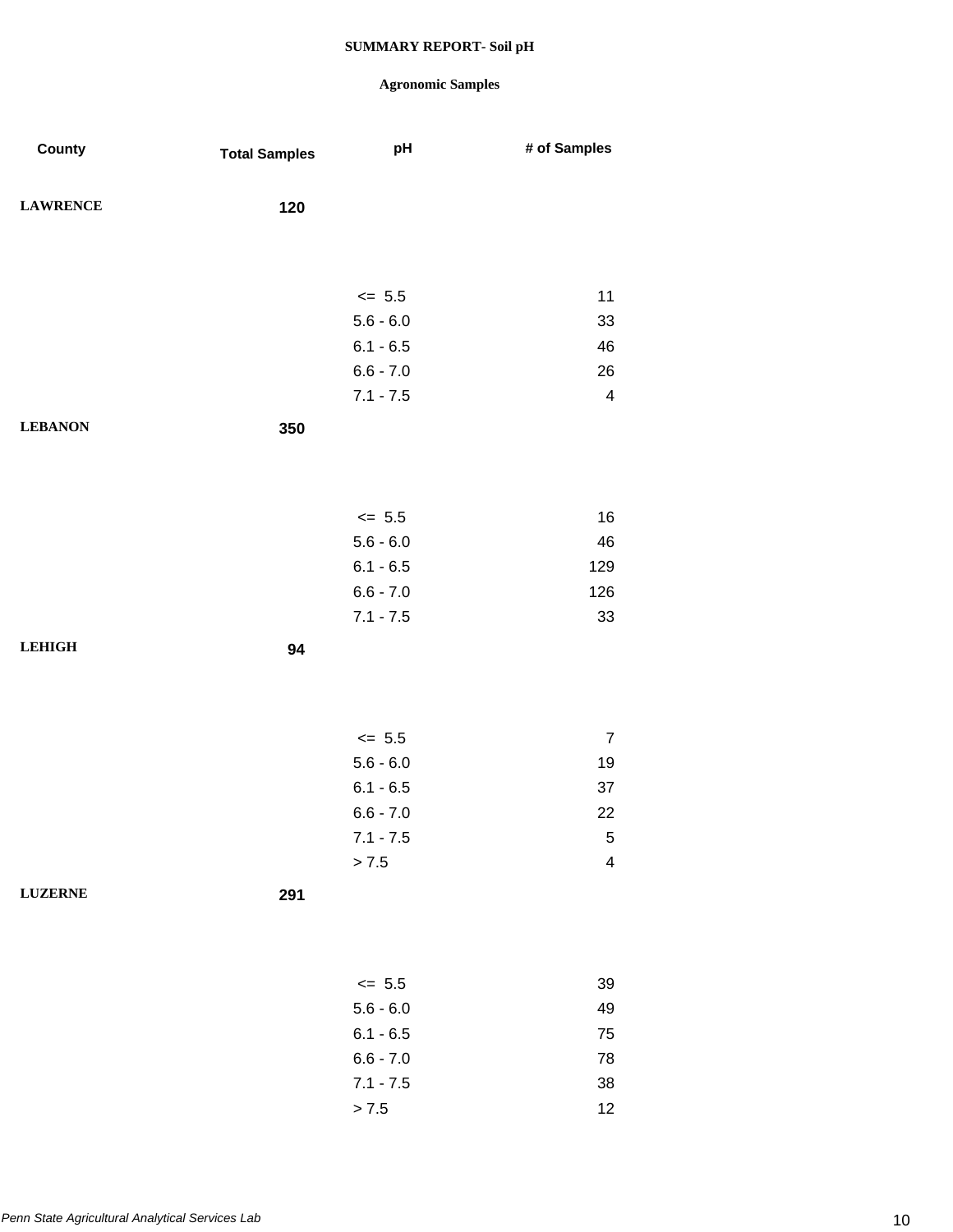# SUMMARY REPORT- Soil pH

## Agronomic Samples

| County | Total Samples | pH | # of Samples |
|---|---|---|---|
| LAWRENCE | 120 | | |
| | | <= 5.5 | 11 |
| | | 5.6 - 6.0 | 33 |
| | | 6.1 - 6.5 | 46 |
| | | 6.6 - 7.0 | 26 |
| | | 7.1 - 7.5 | 4 |
| LEBANON | 350 | | |
| | | <= 5.5 | 16 |
| | | 5.6 - 6.0 | 46 |
| | | 6.1 - 6.5 | 129 |
| | | 6.6 - 7.0 | 126 |
| | | 7.1 - 7.5 | 33 |
| LEHIGH | 94 | | |
| | | <= 5.5 | 7 |
| | | 5.6 - 6.0 | 19 |
| | | 6.1 - 6.5 | 37 |
| | | 6.6 - 7.0 | 22 |
| | | 7.1 - 7.5 | 5 |
| | | > 7.5 | 4 |
| LUZERNE | 291 | | |
| | | <= 5.5 | 39 |
| | | 5.6 - 6.0 | 49 |
| | | 6.1 - 6.5 | 75 |
| | | 6.6 - 7.0 | 78 |
| | | 7.1 - 7.5 | 38 |
| | | > 7.5 | 12 |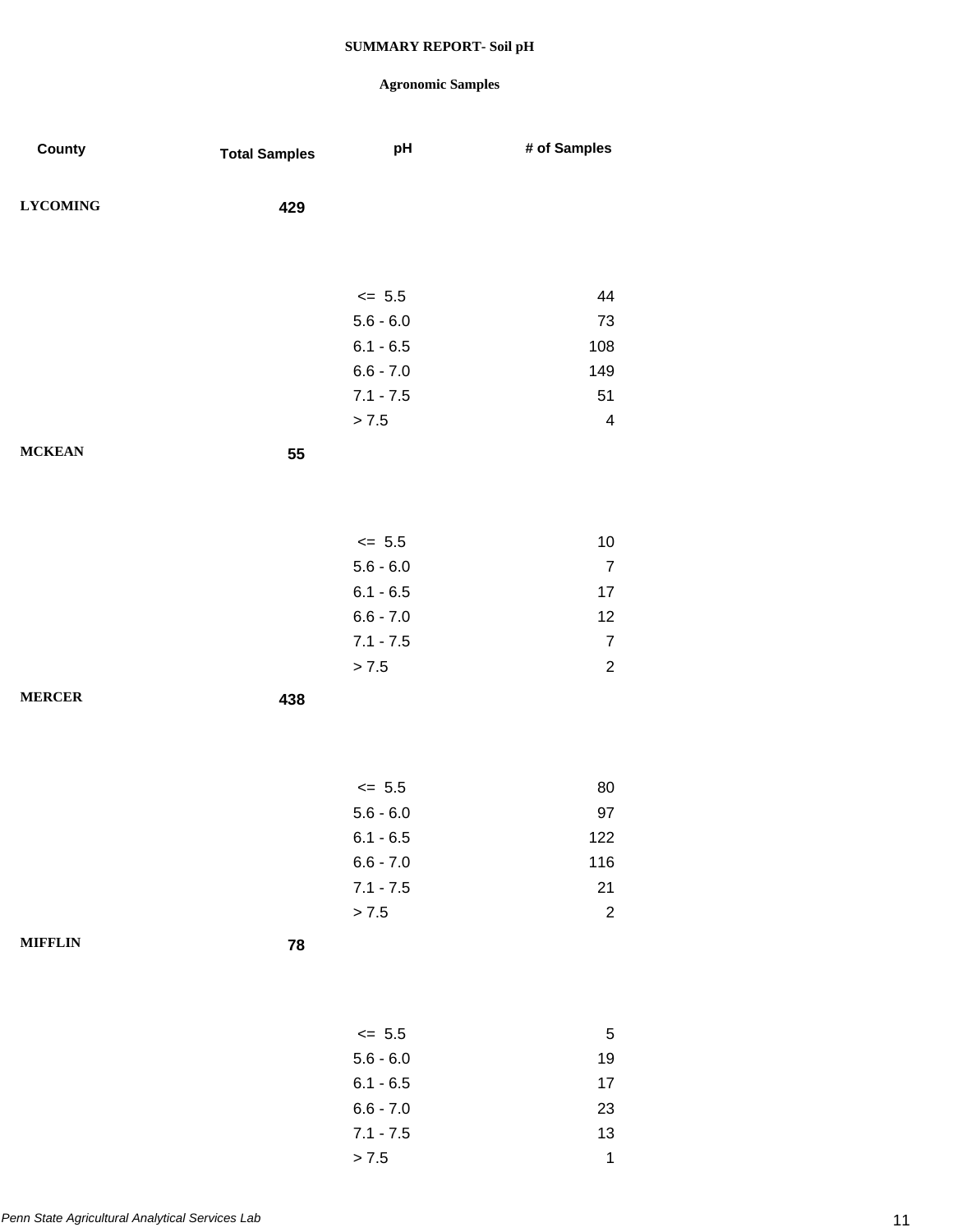**SUMMARY REPORT- Soil pH**

**Agronomic Samples**

| County | Total Samples | pH | # of Samples |
|---|---|---|---|
| **LYCOMING** | **429** | | |
| | | <= 5.5 | 44 |
| | | 5.6 - 6.0 | 73 |
| | | 6.1 - 6.5 | 108 |
| | | 6.6 - 7.0 | 149 |
| | | 7.1 - 7.5 | 51 |
| | | > 7.5 | 4 |
| **MCKEAN** | **55** | | |
| | | <= 5.5 | 10 |
| | | 5.6 - 6.0 | 7 |
| | | 6.1 - 6.5 | 17 |
| | | 6.6 - 7.0 | 12 |
| | | 7.1 - 7.5 | 7 |
| | | > 7.5 | 2 |
| **MERCER** | **438** | | |
| | | <= 5.5 | 80 |
| | | 5.6 - 6.0 | 97 |
| | | 6.1 - 6.5 | 122 |
| | | 6.6 - 7.0 | 116 |
| | | 7.1 - 7.5 | 21 |
| | | > 7.5 | 2 |
| **MIFFLIN** | **78** | | |
| | | <= 5.5 | 5 |
| | | 5.6 - 6.0 | 19 |
| | | 6.1 - 6.5 | 17 |
| | | 6.6 - 7.0 | 23 |
| | | 7.1 - 7.5 | 13 |
| | | > 7.5 | 1 |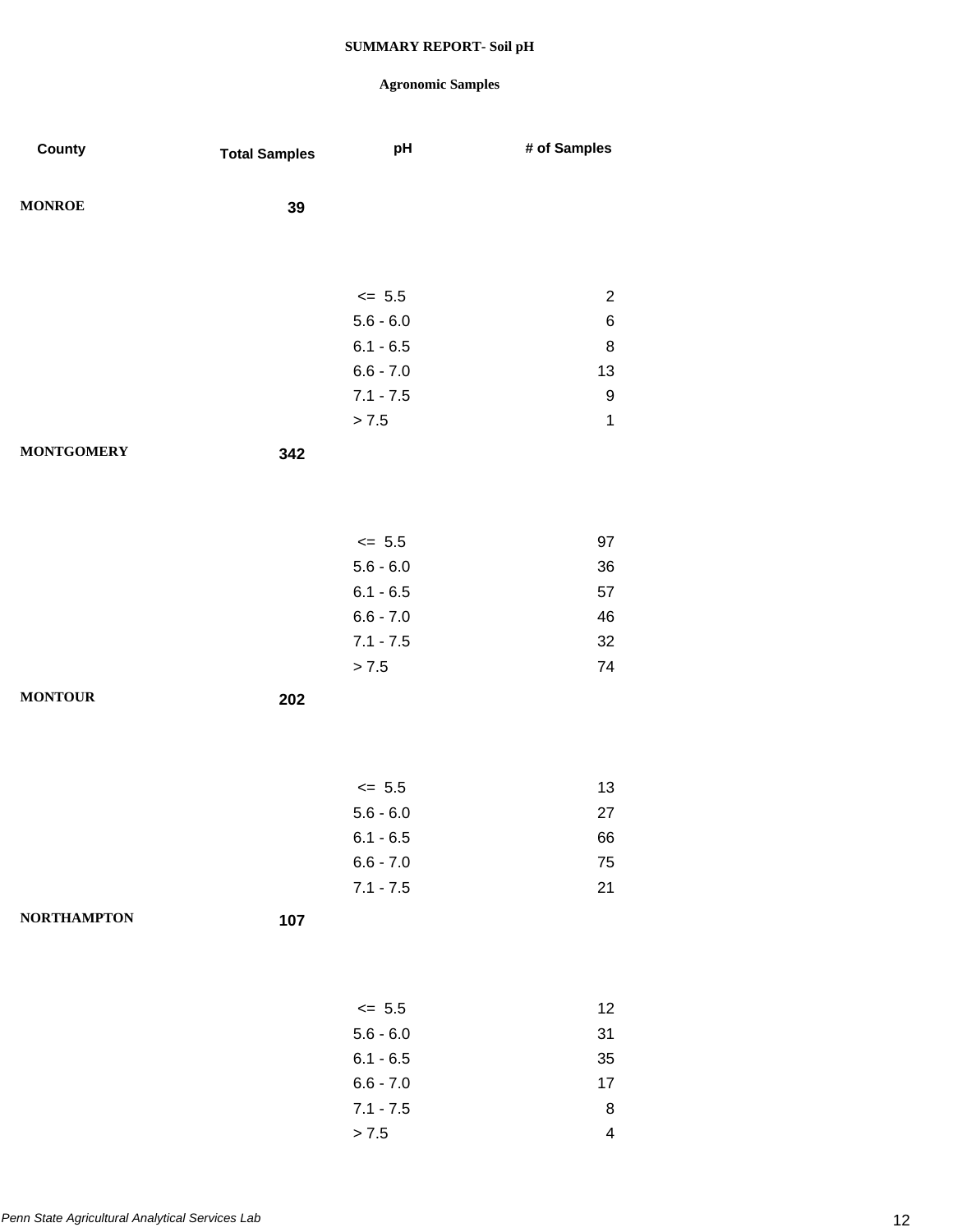**SUMMARY REPORT- Soil pH**

**Agronomic Samples**

| County | Total Samples | pH | # of Samples |
|---|---|---|---|
| **MONROE** | **39** | | |
| | | <= 5.5 | 2 |
| | | 5.6 - 6.0 | 6 |
| | | 6.1 - 6.5 | 8 |
| | | 6.6 - 7.0 | 13 |
| | | 7.1 - 7.5 | 9 |
| | | > 7.5 | 1 |
| **MONTGOMERY** | **342** | | |
| | | <= 5.5 | 97 |
| | | 5.6 - 6.0 | 36 |
| | | 6.1 - 6.5 | 57 |
| | | 6.6 - 7.0 | 46 |
| | | 7.1 - 7.5 | 32 |
| | | > 7.5 | 74 |
| **MONTOUR** | **202** | | |
| | | <= 5.5 | 13 |
| | | 5.6 - 6.0 | 27 |
| | | 6.1 - 6.5 | 66 |
| | | 6.6 - 7.0 | 75 |
| | | 7.1 - 7.5 | 21 |
| **NORTHAMPTON** | **107** | | |
| | | <= 5.5 | 12 |
| | | 5.6 - 6.0 | 31 |
| | | 6.1 - 6.5 | 35 |
| | | 6.6 - 7.0 | 17 |
| | | 7.1 - 7.5 | 8 |
| | | > 7.5 | 4 |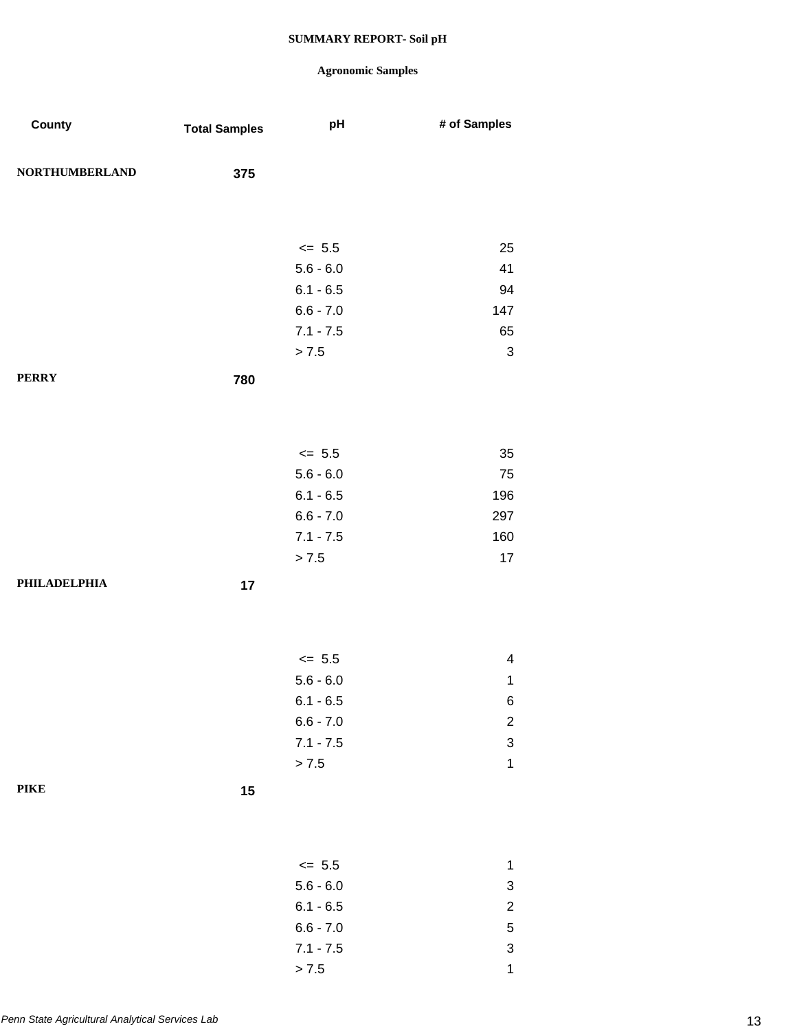**SUMMARY REPORT- Soil pH**

**Agronomic Samples**

| County | Total Samples | pH | # of Samples |
|---|---|---|---|
| **NORTHUMBERLAND** | **375** | | |
| | | <= 5.5 | 25 |
| | | 5.6 - 6.0 | 41 |
| | | 6.1 - 6.5 | 94 |
| | | 6.6 - 7.0 | 147 |
| | | 7.1 - 7.5 | 65 |
| | | > 7.5 | 3 |
| **PERRY** | **780** | | |
| | | <= 5.5 | 35 |
| | | 5.6 - 6.0 | 75 |
| | | 6.1 - 6.5 | 196 |
| | | 6.6 - 7.0 | 297 |
| | | 7.1 - 7.5 | 160 |
| | | > 7.5 | 17 |
| **PHILADELPHIA** | **17** | | |
| | | <= 5.5 | 4 |
| | | 5.6 - 6.0 | 1 |
| | | 6.1 - 6.5 | 6 |
| | | 6.6 - 7.0 | 2 |
| | | 7.1 - 7.5 | 3 |
| | | > 7.5 | 1 |
| **PIKE** | **15** | | |
| | | <= 5.5 | 1 |
| | | 5.6 - 6.0 | 3 |
| | | 6.1 - 6.5 | 2 |
| | | 6.6 - 7.0 | 5 |
| | | 7.1 - 7.5 | 3 |
| | | > 7.5 | 1 |

*Penn State Agricultural Analytical Services Lab*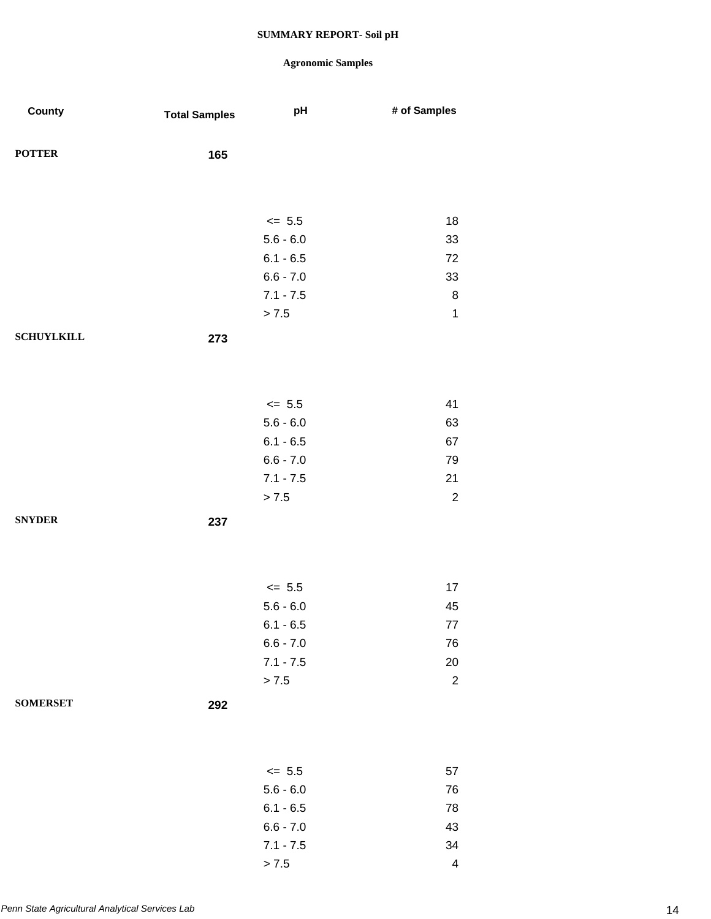**SUMMARY REPORT- Soil pH**

**Agronomic Samples**

| County | Total Samples | pH | # of Samples |
|---|---|---|---|
| **POTTER** | **165** | | |
| | | <= 5.5 | 18 |
| | | 5.6 - 6.0 | 33 |
| | | 6.1 - 6.5 | 72 |
| | | 6.6 - 7.0 | 33 |
| | | 7.1 - 7.5 | 8 |
| | | > 7.5 | 1 |
| **SCHUYLKILL** | **273** | | |
| | | <= 5.5 | 41 |
| | | 5.6 - 6.0 | 63 |
| | | 6.1 - 6.5 | 67 |
| | | 6.6 - 7.0 | 79 |
| | | 7.1 - 7.5 | 21 |
| | | > 7.5 | 2 |
| **SNYDER** | **237** | | |
| | | <= 5.5 | 17 |
| | | 5.6 - 6.0 | 45 |
| | | 6.1 - 6.5 | 77 |
| | | 6.6 - 7.0 | 76 |
| | | 7.1 - 7.5 | 20 |
| | | > 7.5 | 2 |
| **SOMERSET** | **292** | | |
| | | <= 5.5 | 57 |
| | | 5.6 - 6.0 | 76 |
| | | 6.1 - 6.5 | 78 |
| | | 6.6 - 7.0 | 43 |
| | | 7.1 - 7.5 | 34 |
| | | > 7.5 | 4 |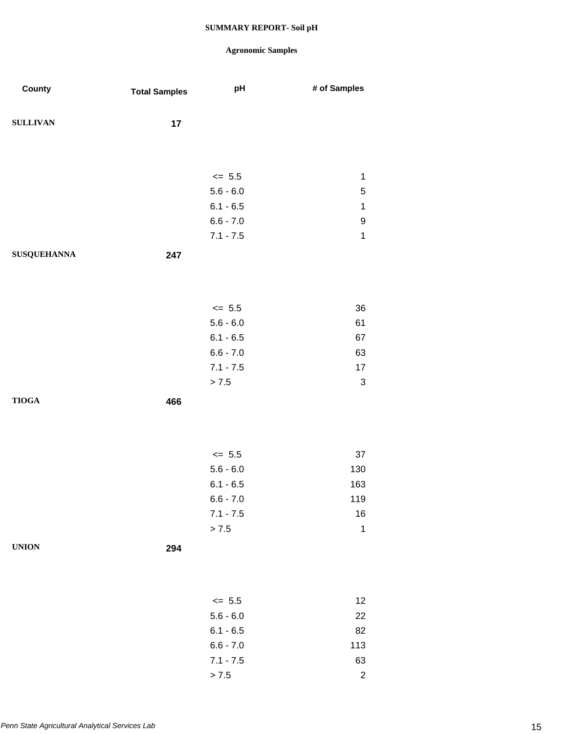# SUMMARY REPORT- Soil pH

## Agronomic Samples

| County | Total Samples | pH | # of Samples |
|---|---|---|---|
| SULLIVAN | 17 | | |
| | | <= 5.5 | 1 |
| | | 5.6 - 6.0 | 5 |
| | | 6.1 - 6.5 | 1 |
| | | 6.6 - 7.0 | 9 |
| | | 7.1 - 7.5 | 1 |
| SUSQUEHANNA | 247 | | |
| | | <= 5.5 | 36 |
| | | 5.6 - 6.0 | 61 |
| | | 6.1 - 6.5 | 67 |
| | | 6.6 - 7.0 | 63 |
| | | 7.1 - 7.5 | 17 |
| | | > 7.5 | 3 |
| TIOGA | 466 | | |
| | | <= 5.5 | 37 |
| | | 5.6 - 6.0 | 130 |
| | | 6.1 - 6.5 | 163 |
| | | 6.6 - 7.0 | 119 |
| | | 7.1 - 7.5 | 16 |
| | | > 7.5 | 1 |
| UNION | 294 | | |
| | | <= 5.5 | 12 |
| | | 5.6 - 6.0 | 22 |
| | | 6.1 - 6.5 | 82 |
| | | 6.6 - 7.0 | 113 |
| | | 7.1 - 7.5 | 63 |
| | | > 7.5 | 2 |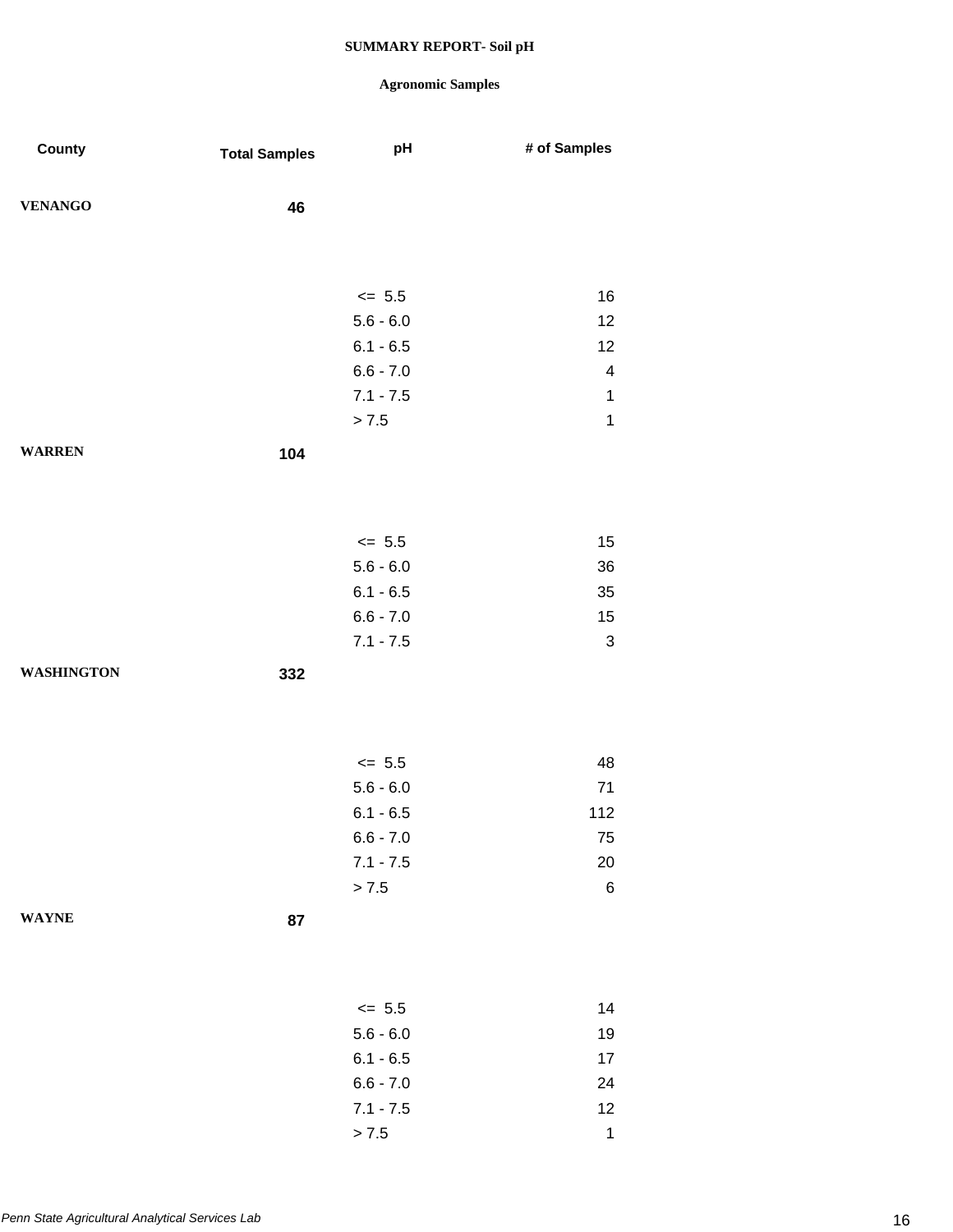**SUMMARY REPORT- Soil pH**

**Agronomic Samples**

| County | Total Samples | pH | # of Samples |
|---|---|---|---|
| **VENANGO** | **46** | | |
| | | <= 5.5 | 16 |
| | | 5.6 - 6.0 | 12 |
| | | 6.1 - 6.5 | 12 |
| | | 6.6 - 7.0 | 4 |
| | | 7.1 - 7.5 | 1 |
| | | > 7.5 | 1 |
| **WARREN** | **104** | | |
| | | <= 5.5 | 15 |
| | | 5.6 - 6.0 | 36 |
| | | 6.1 - 6.5 | 35 |
| | | 6.6 - 7.0 | 15 |
| | | 7.1 - 7.5 | 3 |
| **WASHINGTON** | **332** | | |
| | | <= 5.5 | 48 |
| | | 5.6 - 6.0 | 71 |
| | | 6.1 - 6.5 | 112 |
| | | 6.6 - 7.0 | 75 |
| | | 7.1 - 7.5 | 20 |
| | | > 7.5 | 6 |
| **WAYNE** | **87** | | |
| | | <= 5.5 | 14 |
| | | 5.6 - 6.0 | 19 |
| | | 6.1 - 6.5 | 17 |
| | | 6.6 - 7.0 | 24 |
| | | 7.1 - 7.5 | 12 |
| | | > 7.5 | 1 |

*Penn State Agricultural Analytical Services Lab*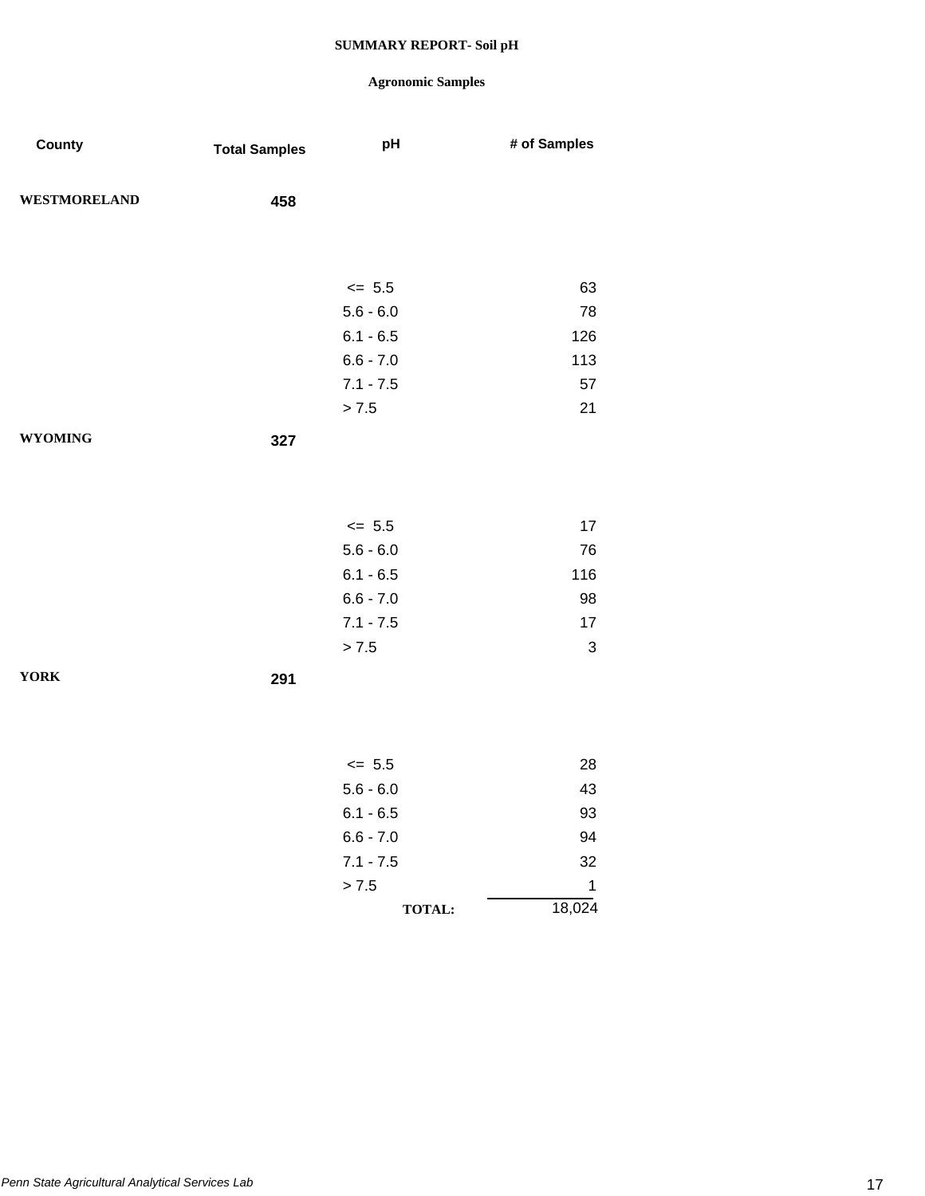**SUMMARY REPORT- Soil pH**

**Agronomic Samples**

| County | Total Samples | pH | # of Samples |
|---|---|---|---|
| **WESTMORELAND** | **458** | | |
| | | <= 5.5 | 63 |
| | | 5.6 - 6.0 | 78 |
| | | 6.1 - 6.5 | 126 |
| | | 6.6 - 7.0 | 113 |
| | | 7.1 - 7.5 | 57 |
| | | > 7.5 | 21 |
| **WYOMING** | **327** | | |
| | | <= 5.5 | 17 |
| | | 5.6 - 6.0 | 76 |
| | | 6.1 - 6.5 | 116 |
| | | 6.6 - 7.0 | 98 |
| | | 7.1 - 7.5 | 17 |
| | | > 7.5 | 3 |
| **YORK** | **291** | | |
| | | <= 5.5 | 28 |
| | | 5.6 - 6.0 | 43 |
| | | 6.1 - 6.5 | 93 |
| | | 6.6 - 7.0 | 94 |
| | | 7.1 - 7.5 | 32 |
| | | > 7.5 | 1 |
| | | **TOTAL:** | 18,024 |

*Penn State Agricultural Analytical Services Lab*